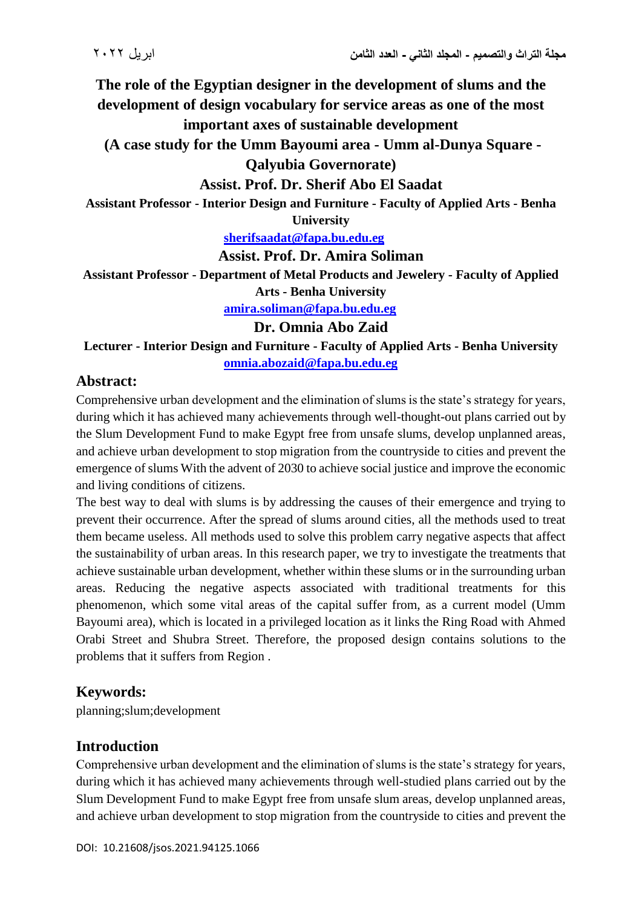# The role of the Egyptian designer in the development of slums and the development of design vocabulary for service areas as one of the most important axes of sustainable development

## (A case study for the Umm Bayoumi area - Umm al-Dunya Square - Qalyubia Governorate)

**Assist. Prof. Dr. Sherif Abo El Saadat**

**Assistant Professor - Interior Design and Furniture - Faculty of Applied Arts - Benha University**

sherifsaadat@fapa.bu.edu.eg

**Assist. Prof. Dr. Amira Soliman**

**Assistant Professor - Department of Metal Products and Jewelery - Faculty of Applied Arts - Benha University**

amira.soliman@fapa.bu.edu.eg

**Dr. Omnia Abo Zaid**

**Lecturer - Interior Design and Furniture - Faculty of Applied Arts - Benha University**

omnia.abozaid@fapa.bu.edu.eg

## Abstract:

Comprehensive urban development and the elimination of slums is the state's strategy for years, during which it has achieved many achievements through well-thought-out plans carried out by the Slum Development Fund to make Egypt free from unsafe slums, develop unplanned areas, and achieve urban development to stop migration from the countryside to cities and prevent the emergence of slums With the advent of 2030 to achieve social justice and improve the economic and living conditions of citizens.

The best way to deal with slums is by addressing the causes of their emergence and trying to prevent their occurrence. After the spread of slums around cities, all the methods used to treat them became useless. All methods used to solve this problem carry negative aspects that affect the sustainability of urban areas. In this research paper, we try to investigate the treatments that achieve sustainable urban development, whether within these slums or in the surrounding urban areas. Reducing the negative aspects associated with traditional treatments for this phenomenon, which some vital areas of the capital suffer from, as a current model (Umm Bayoumi area), which is located in a privileged location as it links the Ring Road with Ahmed Orabi Street and Shubra Street. Therefore, the proposed design contains solutions to the problems that it suffers from Region .

## Keywords:

planning;slum;development

## Introduction

Comprehensive urban development and the elimination of slums is the state's strategy for years, during which it has achieved many achievements through well-studied plans carried out by the Slum Development Fund to make Egypt free from unsafe slum areas, develop unplanned areas, and achieve urban development to stop migration from the countryside to cities and prevent the

DOI: 10.21608/jsos.2021.94125.1066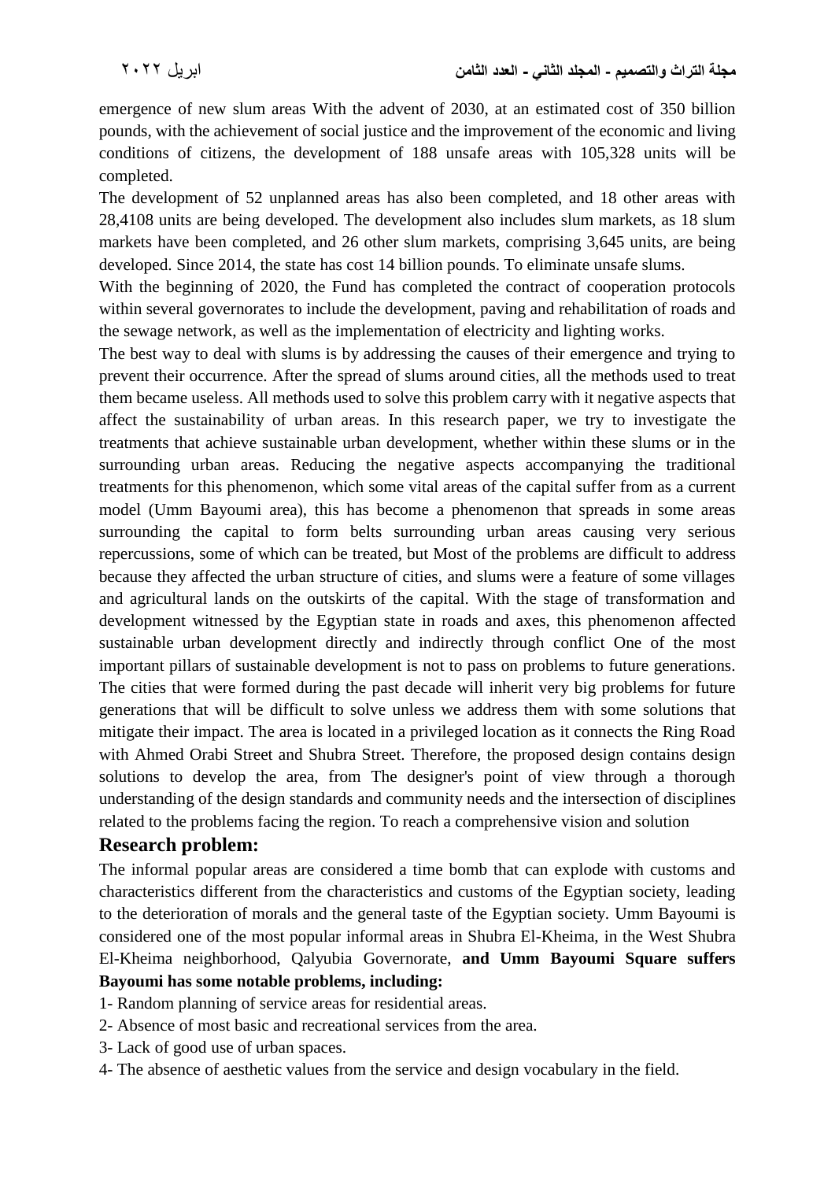emergence of new slum areas With the advent of 2030, at an estimated cost of 350 billion pounds, with the achievement of social justice and the improvement of the economic and living conditions of citizens, the development of 188 unsafe areas with 105,328 units will be completed.

The development of 52 unplanned areas has also been completed, and 18 other areas with 28,4108 units are being developed. The development also includes slum markets, as 18 slum markets have been completed, and 26 other slum markets, comprising 3,645 units, are being developed. Since 2014, the state has cost 14 billion pounds. To eliminate unsafe slums.

With the beginning of 2020, the Fund has completed the contract of cooperation protocols within several governorates to include the development, paving and rehabilitation of roads and the sewage network, as well as the implementation of electricity and lighting works.

The best way to deal with slums is by addressing the causes of their emergence and trying to prevent their occurrence. After the spread of slums around cities, all the methods used to treat them became useless. All methods used to solve this problem carry with it negative aspects that affect the sustainability of urban areas. In this research paper, we try to investigate the treatments that achieve sustainable urban development, whether within these slums or in the surrounding urban areas. Reducing the negative aspects accompanying the traditional treatments for this phenomenon, which some vital areas of the capital suffer from as a current model (Umm Bayoumi area), this has become a phenomenon that spreads in some areas surrounding the capital to form belts surrounding urban areas causing very serious repercussions, some of which can be treated, but Most of the problems are difficult to address because they affected the urban structure of cities, and slums were a feature of some villages and agricultural lands on the outskirts of the capital. With the stage of transformation and development witnessed by the Egyptian state in roads and axes, this phenomenon affected sustainable urban development directly and indirectly through conflict One of the most important pillars of sustainable development is not to pass on problems to future generations. The cities that were formed during the past decade will inherit very big problems for future generations that will be difficult to solve unless we address them with some solutions that mitigate their impact. The area is located in a privileged location as it connects the Ring Road with Ahmed Orabi Street and Shubra Street. Therefore, the proposed design contains design solutions to develop the area, from The designer's point of view through a thorough understanding of the design standards and community needs and the intersection of disciplines related to the problems facing the region. To reach a comprehensive vision and solution

## Research problem:

The informal popular areas are considered a time bomb that can explode with customs and characteristics different from the characteristics and customs of the Egyptian society, leading to the deterioration of morals and the general taste of the Egyptian society. Umm Bayoumi is considered one of the most popular informal areas in Shubra El-Kheima, in the West Shubra El-Kheima neighborhood, Qalyubia Governorate, **and Umm Bayoumi Square suffers Bayoumi has some notable problems, including:**

1- Random planning of service areas for residential areas.

2- Absence of most basic and recreational services from the area.

3- Lack of good use of urban spaces.

4- The absence of aesthetic values from the service and design vocabulary in the field.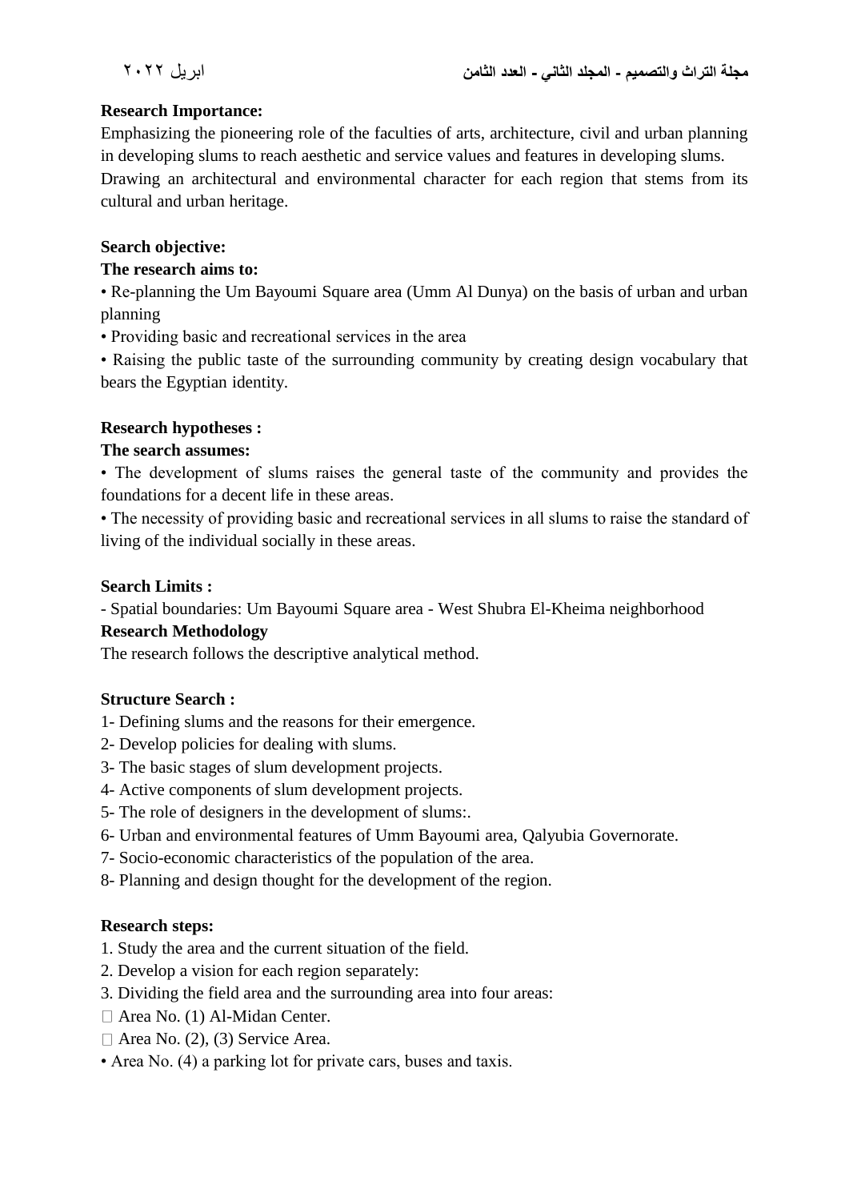**Research Importance:**

Emphasizing the pioneering role of the faculties of arts, architecture, civil and urban planning in developing slums to reach aesthetic and service values and features in developing slums.
Drawing an architectural and environmental character for each region that stems from its cultural and urban heritage.

**Search objective:**

**The research aims to:**

• Re-planning the Um Bayoumi Square area (Umm Al Dunya) on the basis of urban and urban planning

• Providing basic and recreational services in the area

• Raising the public taste of the surrounding community by creating design vocabulary that bears the Egyptian identity.

**Research hypotheses :**

**The search assumes:**

• The development of slums raises the general taste of the community and provides the foundations for a decent life in these areas.

• The necessity of providing basic and recreational services in all slums to raise the standard of living of the individual socially in these areas.

**Search Limits :**

- Spatial boundaries: Um Bayoumi Square area - West Shubra El-Kheima neighborhood

**Research Methodology**

The research follows the descriptive analytical method.

**Structure Search :**

1- Defining slums and the reasons for their emergence.
2- Develop policies for dealing with slums.
3- The basic stages of slum development projects.
4- Active components of slum development projects.
5- The role of designers in the development of slums:.
6- Urban and environmental features of Umm Bayoumi area, Qalyubia Governorate.
7- Socio-economic characteristics of the population of the area.
8- Planning and design thought for the development of the region.

**Research steps:**

1. Study the area and the current situation of the field.
2. Develop a vision for each region separately:
3. Dividing the field area and the surrounding area into four areas:

- Area No. (1) Al-Midan Center.
- Area No. (2), (3) Service Area.
- Area No. (4) a parking lot for private cars, buses and taxis.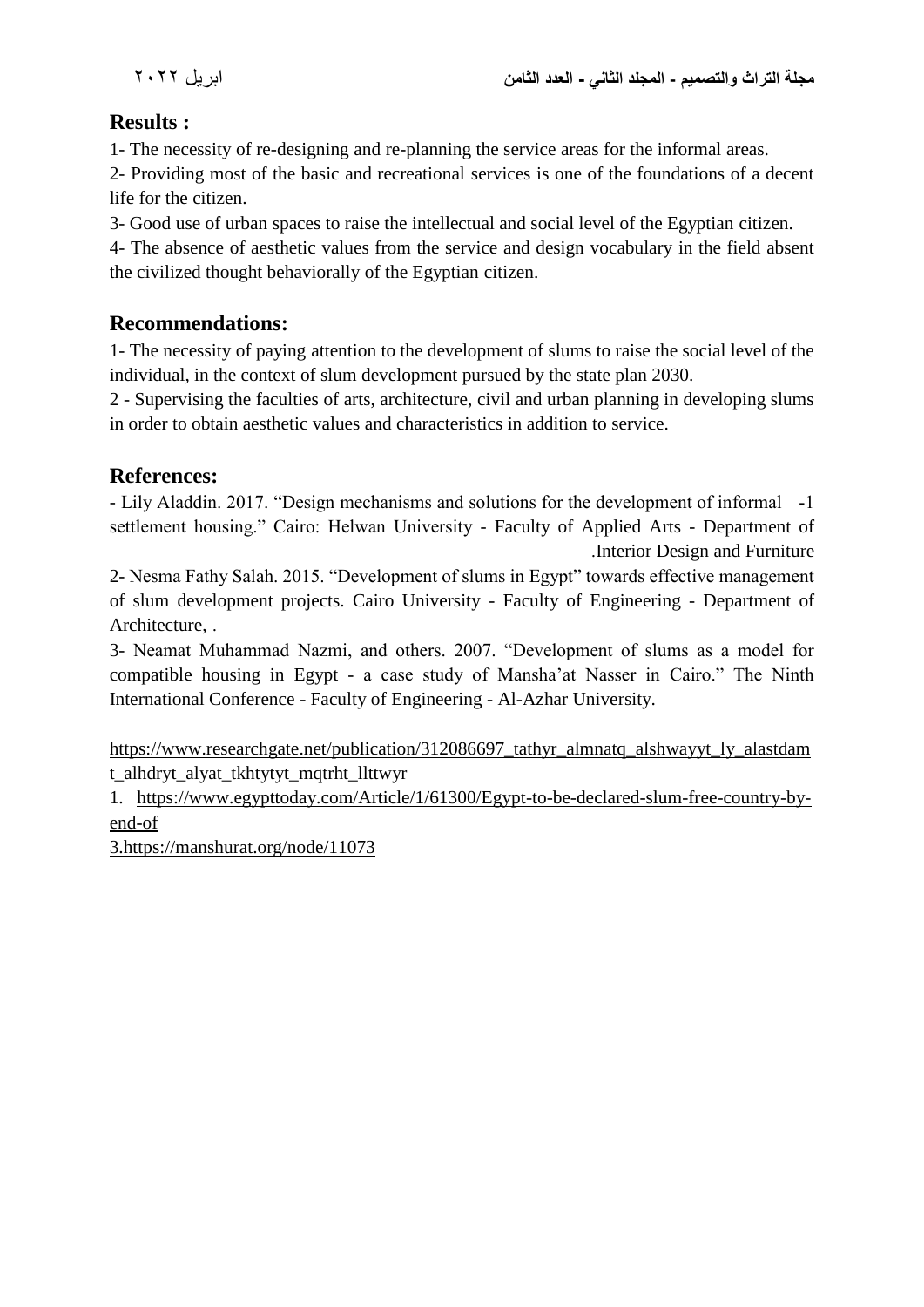## Results :

1- The necessity of re-designing and re-planning the service areas for the informal areas.

2- Providing most of the basic and recreational services is one of the foundations of a decent life for the citizen.

3- Good use of urban spaces to raise the intellectual and social level of the Egyptian citizen.

4- The absence of aesthetic values from the service and design vocabulary in the field absent the civilized thought behaviorally of the Egyptian citizen.

## Recommendations:

1- The necessity of paying attention to the development of slums to raise the social level of the individual, in the context of slum development pursued by the state plan 2030.

2 - Supervising the faculties of arts, architecture, civil and urban planning in developing slums in order to obtain aesthetic values and characteristics in addition to service.

## References:

1- Lily Aladdin. 2017. "Design mechanisms and solutions for the development of informal settlement housing." Cairo: Helwan University - Faculty of Applied Arts - Department of Interior Design and Furniture.

2- Nesma Fathy Salah. 2015. "Development of slums in Egypt" towards effective management of slum development projects. Cairo University - Faculty of Engineering - Department of Architecture, .

3- Neamat Muhammad Nazmi, and others. 2007. "Development of slums as a model for compatible housing in Egypt - a case study of Mansha'at Nasser in Cairo." The Ninth International Conference - Faculty of Engineering - Al-Azhar University.

https://www.researchgate.net/publication/312086697_tathyr_almnatq_alshwayyt_ly_alastdamt_alhdryt_alyat_tkhtytyt_mqtrht_llttwyr

1. https://www.egypttoday.com/Article/1/61300/Egypt-to-be-declared-slum-free-country-by-end-of

3.https://manshurat.org/node/11073